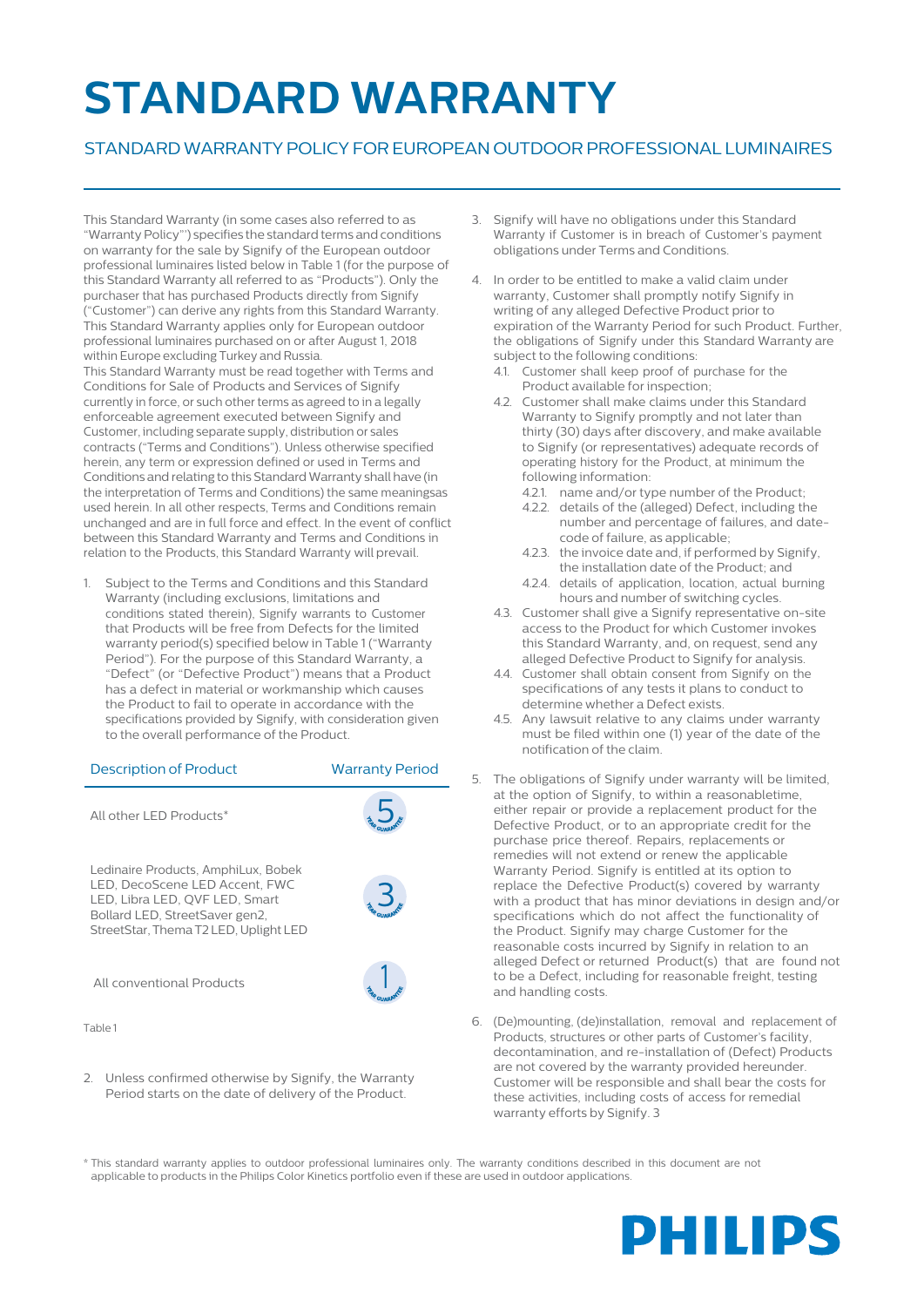# STANDARD WARRANTY

## STANDARD WARRANTY POLICY FOR EUROPEAN OUTDOOR PROFESSIONAL LUMINAIRES

This Standard Warranty (in some cases also referred to as "Warranty Policy"') specifies the standard terms and conditions on warranty for the sale by Signify of the European outdoor professional luminaires listed below in Table 1 (for the purpose of this Standard Warranty all referred to as "Products"). Only the purchaser that has purchased Products directly from Signify ("Customer") can derive any rights from this Standard Warranty. This Standard Warranty applies only for European outdoor professional luminaires purchased on or after August 1, 2018 within Europe excluding Turkey and Russia.
This Standard Warranty must be read together with Terms and Conditions for Sale of Products and Services of Signify currently in force, or such other terms as agreed to in a legally enforceable agreement executed between Signify and Customer, including separate supply, distribution or sales contracts ("Terms and Conditions"). Unless otherwise specified herein, any term or expression defined or used in Terms and Conditions and relating to this Standard Warranty shall have (in the interpretation of Terms and Conditions) the same meaningsas used herein. In all other respects, Terms and Conditions remain unchanged and are in full force and effect. In the event of conflict between this Standard Warranty and Terms and Conditions in relation to the Products, this Standard Warranty will prevail.

1. Subject to the Terms and Conditions and this Standard Warranty (including exclusions, limitations and conditions stated therein), Signify warrants to Customer that Products will be free from Defects for the limited warranty period(s) specified below in Table 1 ("Warranty Period"). For the purpose of this Standard Warranty, a "Defect" (or "Defective Product") means that a Product has a defect in material or workmanship which causes the Product to fail to operate in accordance with the specifications provided by Signify, with consideration given to the overall performance of the Product.

| Description of Product | Warranty Period |
|---|---|
| All other LED Products* | 5 YEAR GUARANTEE |
| Ledinaire Products, AmphiLux, Bobek LED, DecoScene LED Accent, FWC LED, Libra LED, QVF LED, Smart Bollard LED, StreetSaver gen2, StreetStar, Thema T2 LED, Uplight LED | 3 YEAR GUARANTEE |
| All conventional Products | 1 YEAR GUARANTEE |

Table 1

2. Unless confirmed otherwise by Signify, the Warranty Period starts on the date of delivery of the Product.
3. Signify will have no obligations under this Standard Warranty if Customer is in breach of Customer's payment obligations under Terms and Conditions.
4. In order to be entitled to make a valid claim under warranty, Customer shall promptly notify Signify in writing of any alleged Defective Product prior to expiration of the Warranty Period for such Product. Further, the obligations of Signify under this Standard Warranty are subject to the following conditions:
   - 4.1. Customer shall keep proof of purchase for the Product available for inspection;
   - 4.2. Customer shall make claims under this Standard Warranty to Signify promptly and not later than thirty (30) days after discovery, and make available to Signify (or representatives) adequate records of operating history for the Product, at minimum the following information:
     - 4.2.1. name and/or type number of the Product;
     - 4.2.2. details of the (alleged) Defect, including the number and percentage of failures, and date-code of failure, as applicable;
     - 4.2.3. the invoice date and, if performed by Signify, the installation date of the Product; and
     - 4.2.4. details of application, location, actual burning hours and number of switching cycles.
   - 4.3. Customer shall give a Signify representative on-site access to the Product for which Customer invokes this Standard Warranty, and, on request, send any alleged Defective Product to Signify for analysis.
   - 4.4. Customer shall obtain consent from Signify on the specifications of any tests it plans to conduct to determine whether a Defect exists.
   - 4.5. Any lawsuit relative to any claims under warranty must be filed within one (1) year of the date of the notification of the claim.
5. The obligations of Signify under warranty will be limited, at the option of Signify, to within a reasonabletime, either repair or provide a replacement product for the Defective Product, or to an appropriate credit for the purchase price thereof. Repairs, replacements or remedies will not extend or renew the applicable Warranty Period. Signify is entitled at its option to replace the Defective Product(s) covered by warranty with a product that has minor deviations in design and/or specifications which do not affect the functionality of the Product. Signify may charge Customer for the reasonable costs incurred by Signify in relation to an alleged Defect or returned Product(s) that are found not to be a Defect, including for reasonable freight, testing and handling costs.
6. (De)mounting, (de)installation, removal and replacement of Products, structures or other parts of Customer's facility, decontamination, and re-installation of (Defect) Products are not covered by the warranty provided hereunder. Customer will be responsible and shall bear the costs for these activities, including costs of access for remedial warranty efforts by Signify. 3

\* This standard warranty applies to outdoor professional luminaires only. The warranty conditions described in this document are not applicable to products in the Philips Color Kinetics portfolio even if these are used in outdoor applications.

PHILIPS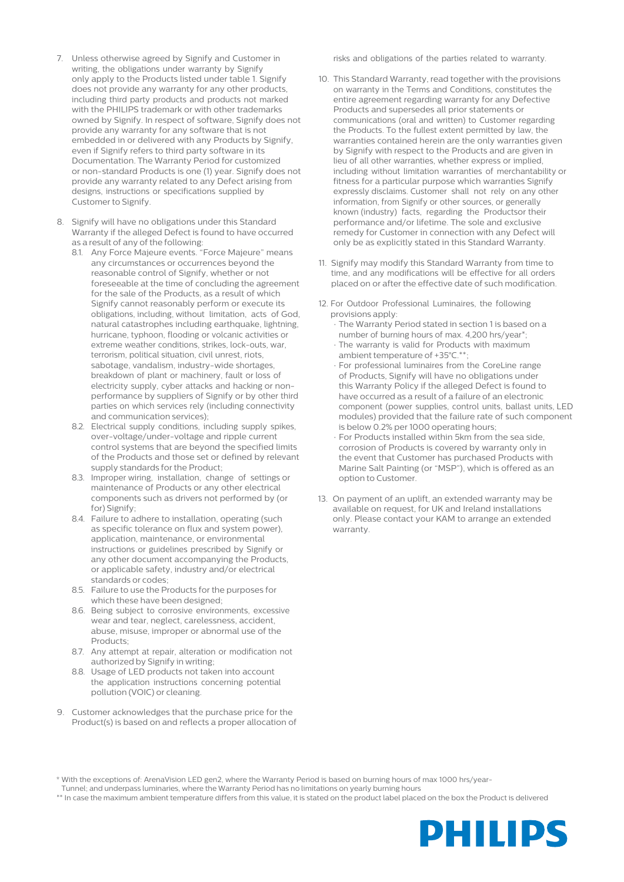7. Unless otherwise agreed by Signify and Customer in writing, the obligations under warranty by Signify only apply to the Products listed under table 1. Signify does not provide any warranty for any other products, including third party products and products not marked with the PHILIPS trademark or with other trademarks owned by Signify. In respect of software, Signify does not provide any warranty for any software that is not embedded in or delivered with any Products by Signify, even if Signify refers to third party software in its Documentation. The Warranty Period for customized or non-standard Products is one (1) year. Signify does not provide any warranty related to any Defect arising from designs, instructions or specifications supplied by Customer to Signify.

8. Signify will have no obligations under this Standard Warranty if the alleged Defect is found to have occurred as a result of any of the following:
   - 8.1. Any Force Majeure events. "Force Majeure" means any circumstances or occurrences beyond the reasonable control of Signify, whether or not foreseeable at the time of concluding the agreement for the sale of the Products, as a result of which Signify cannot reasonably perform or execute its obligations, including, without limitation, acts of God, natural catastrophes including earthquake, lightning, hurricane, typhoon, flooding or volcanic activities or extreme weather conditions, strikes, lock-outs, war, terrorism, political situation, civil unrest, riots, sabotage, vandalism, industry-wide shortages, breakdown of plant or machinery, fault or loss of electricity supply, cyber attacks and hacking or non-performance by suppliers of Signify or by other third parties on which services rely (including connectivity and communication services);
   - 8.2. Electrical supply conditions, including supply spikes, over-voltage/under-voltage and ripple current control systems that are beyond the specified limits of the Products and those set or defined by relevant supply standards for the Product;
   - 8.3. Improper wiring, installation, change of settings or maintenance of Products or any other electrical components such as drivers not performed by (or for) Signify;
   - 8.4. Failure to adhere to installation, operating (such as specific tolerance on flux and system power), application, maintenance, or environmental instructions or guidelines prescribed by Signify or any other document accompanying the Products, or applicable safety, industry and/or electrical standards or codes;
   - 8.5. Failure to use the Products for the purposes for which these have been designed;
   - 8.6. Being subject to corrosive environments, excessive wear and tear, neglect, carelessness, accident, abuse, misuse, improper or abnormal use of the Products;
   - 8.7. Any attempt at repair, alteration or modification not authorized by Signify in writing;
   - 8.8. Usage of LED products not taken into account the application instructions concerning potential pollution (VOIC) or cleaning.

9. Customer acknowledges that the purchase price for the Product(s) is based on and reflects a proper allocation of risks and obligations of the parties related to warranty.

10. This Standard Warranty, read together with the provisions on warranty in the Terms and Conditions, constitutes the entire agreement regarding warranty for any Defective Products and supersedes all prior statements or communications (oral and written) to Customer regarding the Products. To the fullest extent permitted by law, the warranties contained herein are the only warranties given by Signify with respect to the Products and are given in lieu of all other warranties, whether express or implied, including without limitation warranties of merchantability or fitness for a particular purpose which warranties Signify expressly disclaims. Customer shall not rely on any other information, from Signify or other sources, or generally known (industry) facts, regarding the Productsor their performance and/or lifetime. The sole and exclusive remedy for Customer in connection with any Defect will only be as explicitly stated in this Standard Warranty.

11. Signify may modify this Standard Warranty from time to time, and any modifications will be effective for all orders placed on or after the effective date of such modification.

12. For Outdoor Professional Luminaires, the following provisions apply:
    - The Warranty Period stated in section 1 is based on a number of burning hours of max. 4,200 hrs/year*;
    - The warranty is valid for Products with maximum ambient temperature of +35°C.**;
    - For professional luminaires from the CoreLine range of Products, Signify will have no obligations under this Warranty Policy if the alleged Defect is found to have occurred as a result of a failure of an electronic component (power supplies, control units, ballast units, LED modules) provided that the failure rate of such component is below 0.2% per 1000 operating hours;
    - For Products installed within 5km from the sea side, corrosion of Products is covered by warranty only in the event that Customer has purchased Products with Marine Salt Painting (or "MSP"), which is offered as an option to Customer.

13. On payment of an uplift, an extended warranty may be available on request, for UK and Ireland installations only. Please contact your KAM to arrange an extended warranty.

\* With the exceptions of: ArenaVision LED gen2, where the Warranty Period is based on burning hours of max 1000 hrs/year-Tunnel; and underpass luminaires, where the Warranty Period has no limitations on yearly burning hours

\*\* In case the maximum ambient temperature differs from this value, it is stated on the product label placed on the box the Product is delivered

PHILIPS